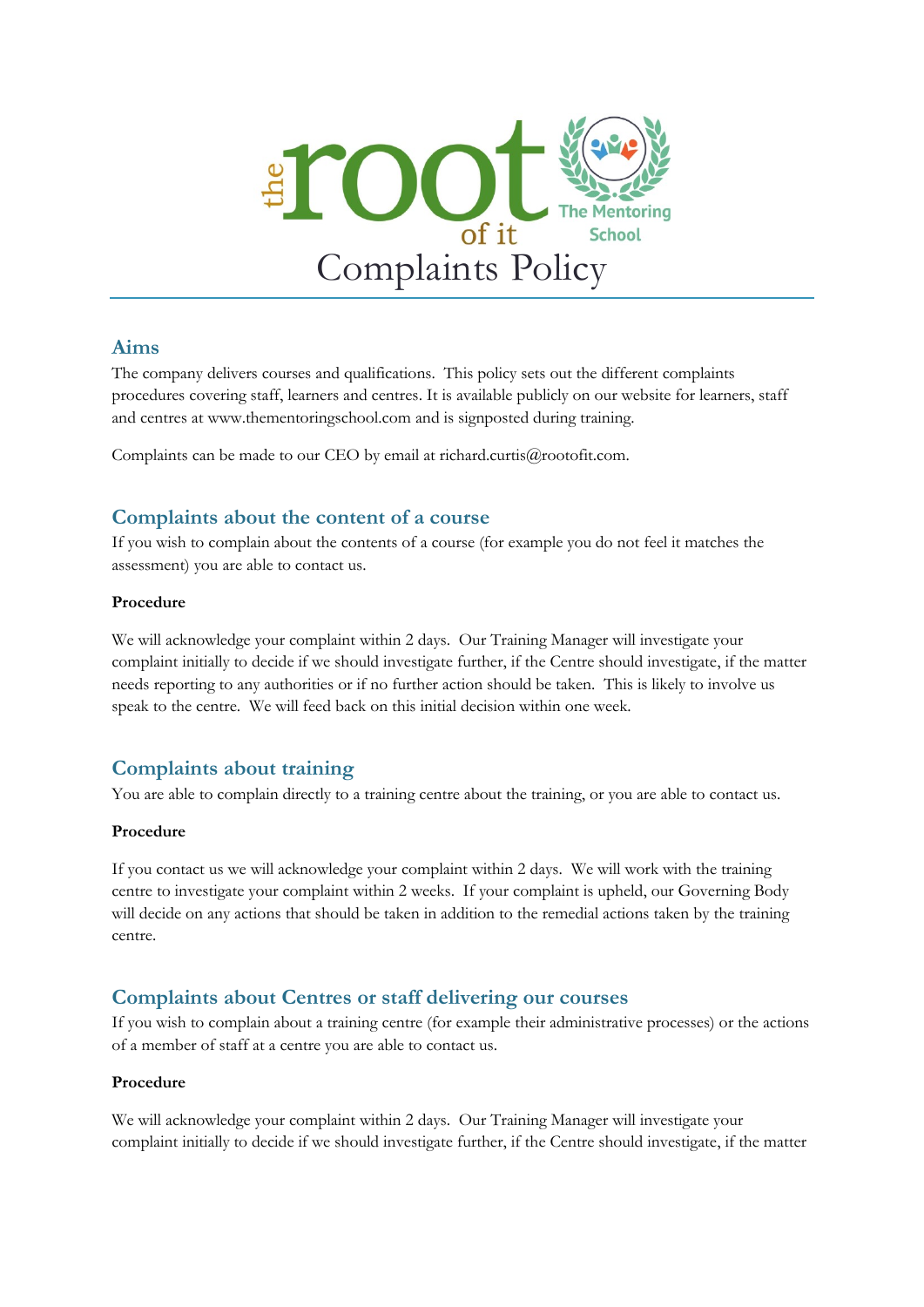# Complaints Policy

## Aims

The company delivers courses and qualifications. This policy sets out the different complaints procedures covering staff, learners and centres. It is available publicly on our website for learners, staff and centres at www.thementoringschool.com and is signposted during training.

Complaints can be made to our CEO by email at richard.curtis@rootofit.com.

## Complaints about the content of a course

If you wish to complain about the contents of a course (for example you do not feel it matches the assessment) you are able to contact us.

**Procedure**

We will acknowledge your complaint within 2 days. Our Training Manager will investigate your complaint initially to decide if we should investigate further, if the Centre should investigate, if the matter needs reporting to any authorities or if no further action should be taken. This is likely to involve us speak to the centre. We will feed back on this initial decision within one week.

## Complaints about training

You are able to complain directly to a training centre about the training, or you are able to contact us.

**Procedure**

If you contact us we will acknowledge your complaint within 2 days. We will work with the training centre to investigate your complaint within 2 weeks. If your complaint is upheld, our Governing Body will decide on any actions that should be taken in addition to the remedial actions taken by the training centre.

## Complaints about Centres or staff delivering our courses

If you wish to complain about a training centre (for example their administrative processes) or the actions of a member of staff at a centre you are able to contact us.

**Procedure**

We will acknowledge your complaint within 2 days. Our Training Manager will investigate your complaint initially to decide if we should investigate further, if the Centre should investigate, if the matter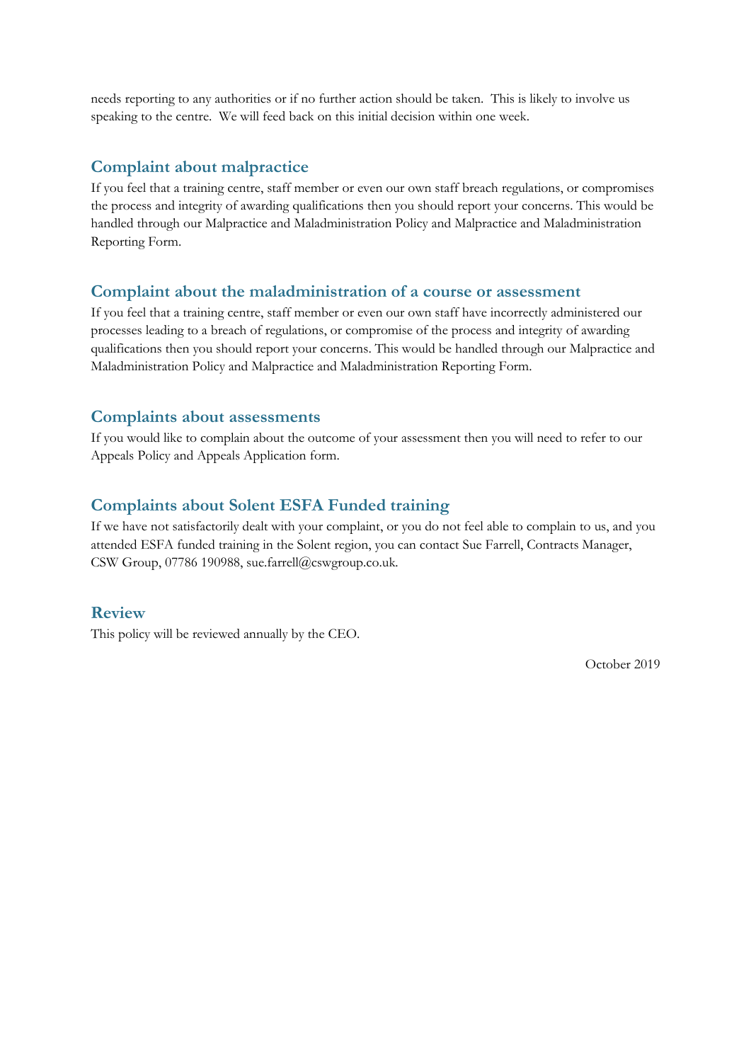needs reporting to any authorities or if no further action should be taken. This is likely to involve us speaking to the centre. We will feed back on this initial decision within one week.

## Complaint about malpractice

If you feel that a training centre, staff member or even our own staff breach regulations, or compromises the process and integrity of awarding qualifications then you should report your concerns. This would be handled through our Malpractice and Maladministration Policy and Malpractice and Maladministration Reporting Form.

## Complaint about the maladministration of a course or assessment

If you feel that a training centre, staff member or even our own staff have incorrectly administered our processes leading to a breach of regulations, or compromise of the process and integrity of awarding qualifications then you should report your concerns. This would be handled through our Malpractice and Maladministration Policy and Malpractice and Maladministration Reporting Form.

## Complaints about assessments

If you would like to complain about the outcome of your assessment then you will need to refer to our Appeals Policy and Appeals Application form.

## Complaints about Solent ESFA Funded training

If we have not satisfactorily dealt with your complaint, or you do not feel able to complain to us, and you attended ESFA funded training in the Solent region, you can contact Sue Farrell, Contracts Manager, CSW Group, 07786 190988, sue.farrell@cswgroup.co.uk.

## Review

This policy will be reviewed annually by the CEO.

October 2019